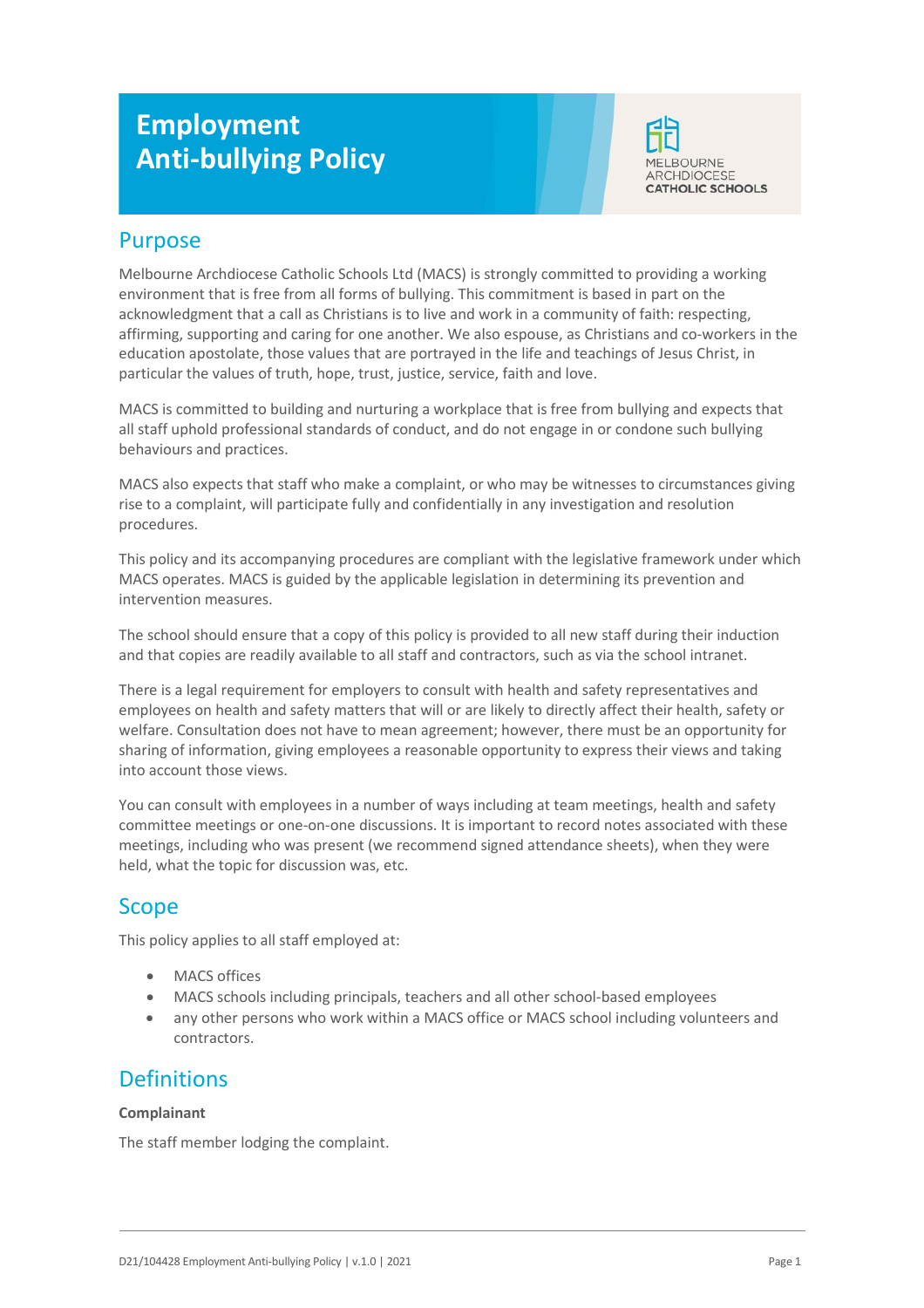# Employment Anti-bullying Policy

## Purpose

Melbourne Archdiocese Catholic Schools Ltd (MACS) is strongly committed to providing a working environment that is free from all forms of bullying. This commitment is based in part on the acknowledgment that a call as Christians is to live and work in a community of faith: respecting, affirming, supporting and caring for one another. We also espouse, as Christians and co-workers in the education apostolate, those values that are portrayed in the life and teachings of Jesus Christ, in particular the values of truth, hope, trust, justice, service, faith and love.

MACS is committed to building and nurturing a workplace that is free from bullying and expects that all staff uphold professional standards of conduct, and do not engage in or condone such bullying behaviours and practices.

MACS also expects that staff who make a complaint, or who may be witnesses to circumstances giving rise to a complaint, will participate fully and confidentially in any investigation and resolution procedures.

This policy and its accompanying procedures are compliant with the legislative framework under which MACS operates. MACS is guided by the applicable legislation in determining its prevention and intervention measures.

The school should ensure that a copy of this policy is provided to all new staff during their induction and that copies are readily available to all staff and contractors, such as via the school intranet.

There is a legal requirement for employers to consult with health and safety representatives and employees on health and safety matters that will or are likely to directly affect their health, safety or welfare. Consultation does not have to mean agreement; however, there must be an opportunity for sharing of information, giving employees a reasonable opportunity to express their views and taking into account those views.

You can consult with employees in a number of ways including at team meetings, health and safety committee meetings or one-on-one discussions. It is important to record notes associated with these meetings, including who was present (we recommend signed attendance sheets), when they were held, what the topic for discussion was, etc.

## Scope

This policy applies to all staff employed at:

- MACS offices
- MACS schools including principals, teachers and all other school-based employees
- any other persons who work within a MACS office or MACS school including volunteers and contractors.

## Definitions

**Complainant**

The staff member lodging the complaint.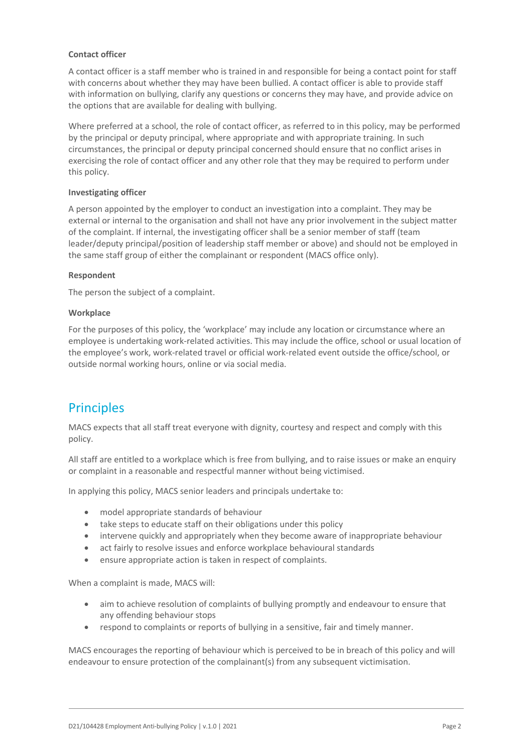#### Contact officer

A contact officer is a staff member who is trained in and responsible for being a contact point for staff with concerns about whether they may have been bullied. A contact officer is able to provide staff with information on bullying, clarify any questions or concerns they may have, and provide advice on the options that are available for dealing with bullying.

Where preferred at a school, the role of contact officer, as referred to in this policy, may be performed by the principal or deputy principal, where appropriate and with appropriate training. In such circumstances, the principal or deputy principal concerned should ensure that no conflict arises in exercising the role of contact officer and any other role that they may be required to perform under this policy.

#### Investigating officer

A person appointed by the employer to conduct an investigation into a complaint. They may be external or internal to the organisation and shall not have any prior involvement in the subject matter of the complaint. If internal, the investigating officer shall be a senior member of staff (team leader/deputy principal/position of leadership staff member or above) and should not be employed in the same staff group of either the complainant or respondent (MACS office only).

#### Respondent

The person the subject of a complaint.

#### Workplace

For the purposes of this policy, the 'workplace' may include any location or circumstance where an employee is undertaking work-related activities. This may include the office, school or usual location of the employee's work, work-related travel or official work-related event outside the office/school, or outside normal working hours, online or via social media.

## Principles

MACS expects that all staff treat everyone with dignity, courtesy and respect and comply with this policy.

All staff are entitled to a workplace which is free from bullying, and to raise issues or make an enquiry or complaint in a reasonable and respectful manner without being victimised.

In applying this policy, MACS senior leaders and principals undertake to:

- model appropriate standards of behaviour
- take steps to educate staff on their obligations under this policy
- intervene quickly and appropriately when they become aware of inappropriate behaviour
- act fairly to resolve issues and enforce workplace behavioural standards
- ensure appropriate action is taken in respect of complaints.

When a complaint is made, MACS will:

- aim to achieve resolution of complaints of bullying promptly and endeavour to ensure that any offending behaviour stops
- respond to complaints or reports of bullying in a sensitive, fair and timely manner.

MACS encourages the reporting of behaviour which is perceived to be in breach of this policy and will endeavour to ensure protection of the complainant(s) from any subsequent victimisation.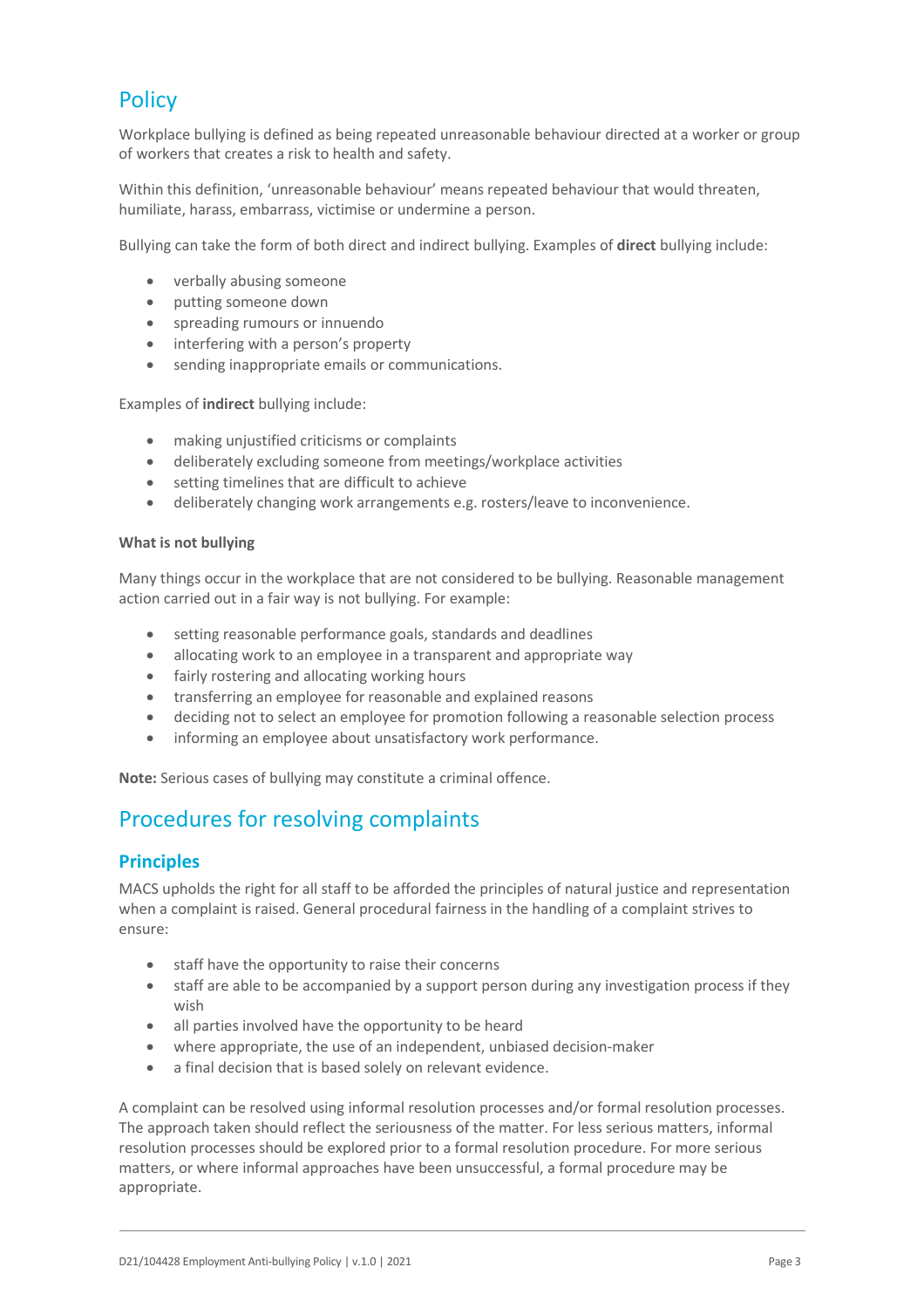# Policy

Workplace bullying is defined as being repeated unreasonable behaviour directed at a worker or group of workers that creates a risk to health and safety.

Within this definition, 'unreasonable behaviour' means repeated behaviour that would threaten, humiliate, harass, embarrass, victimise or undermine a person.

Bullying can take the form of both direct and indirect bullying. Examples of **direct** bullying include:

- verbally abusing someone
- putting someone down
- spreading rumours or innuendo
- interfering with a person's property
- sending inappropriate emails or communications.

Examples of **indirect** bullying include:

- making unjustified criticisms or complaints
- deliberately excluding someone from meetings/workplace activities
- setting timelines that are difficult to achieve
- deliberately changing work arrangements e.g. rosters/leave to inconvenience.

**What is not bullying**

Many things occur in the workplace that are not considered to be bullying. Reasonable management action carried out in a fair way is not bullying. For example:

- setting reasonable performance goals, standards and deadlines
- allocating work to an employee in a transparent and appropriate way
- fairly rostering and allocating working hours
- transferring an employee for reasonable and explained reasons
- deciding not to select an employee for promotion following a reasonable selection process
- informing an employee about unsatisfactory work performance.

**Note:** Serious cases of bullying may constitute a criminal offence.

# Procedures for resolving complaints

## Principles

MACS upholds the right for all staff to be afforded the principles of natural justice and representation when a complaint is raised. General procedural fairness in the handling of a complaint strives to ensure:

- staff have the opportunity to raise their concerns
- staff are able to be accompanied by a support person during any investigation process if they wish
- all parties involved have the opportunity to be heard
- where appropriate, the use of an independent, unbiased decision-maker
- a final decision that is based solely on relevant evidence.

A complaint can be resolved using informal resolution processes and/or formal resolution processes. The approach taken should reflect the seriousness of the matter. For less serious matters, informal resolution processes should be explored prior to a formal resolution procedure. For more serious matters, or where informal approaches have been unsuccessful, a formal procedure may be appropriate.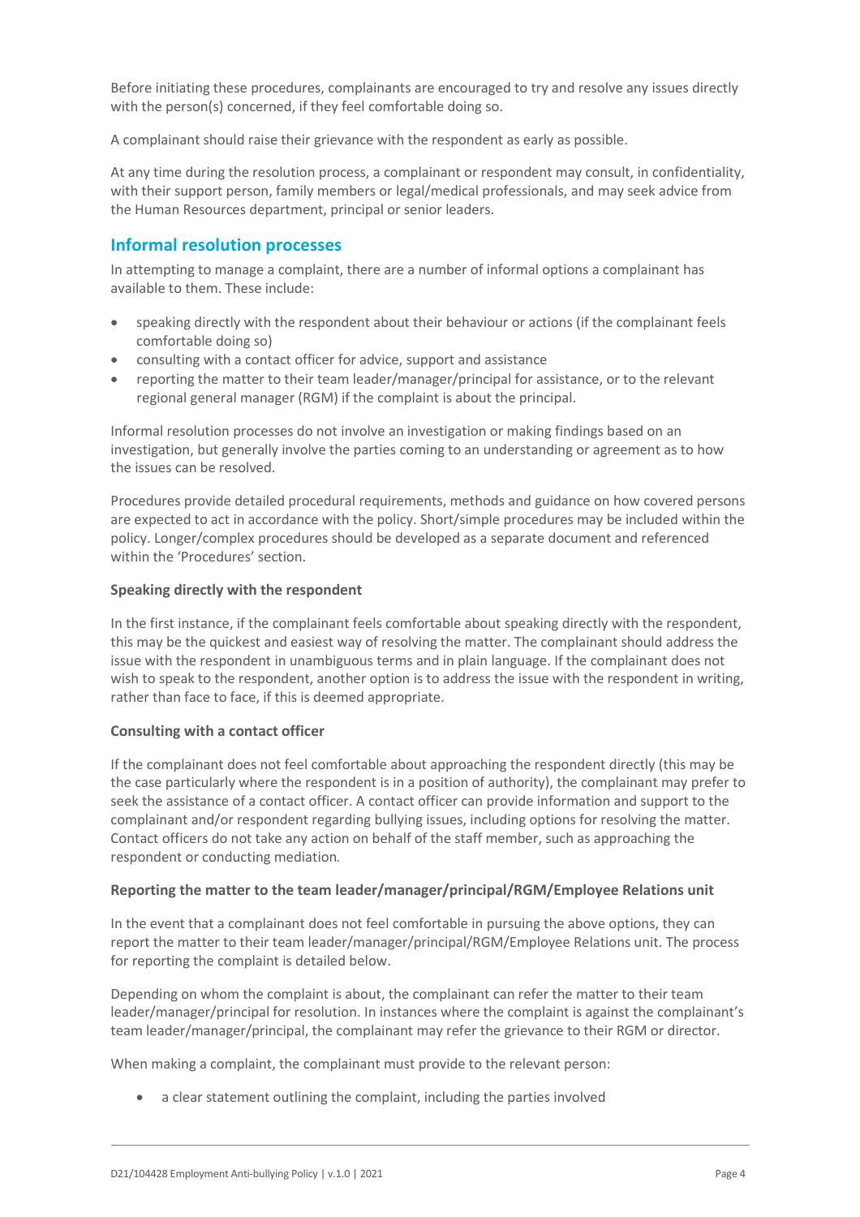Before initiating these procedures, complainants are encouraged to try and resolve any issues directly with the person(s) concerned, if they feel comfortable doing so.

A complainant should raise their grievance with the respondent as early as possible.

At any time during the resolution process, a complainant or respondent may consult, in confidentiality, with their support person, family members or legal/medical professionals, and may seek advice from the Human Resources department, principal or senior leaders.

## Informal resolution processes

In attempting to manage a complaint, there are a number of informal options a complainant has available to them. These include:

- speaking directly with the respondent about their behaviour or actions (if the complainant feels comfortable doing so)
- consulting with a contact officer for advice, support and assistance
- reporting the matter to their team leader/manager/principal for assistance, or to the relevant regional general manager (RGM) if the complaint is about the principal.

Informal resolution processes do not involve an investigation or making findings based on an investigation, but generally involve the parties coming to an understanding or agreement as to how the issues can be resolved.

Procedures provide detailed procedural requirements, methods and guidance on how covered persons are expected to act in accordance with the policy. Short/simple procedures may be included within the policy. Longer/complex procedures should be developed as a separate document and referenced within the 'Procedures' section.

### Speaking directly with the respondent

In the first instance, if the complainant feels comfortable about speaking directly with the respondent, this may be the quickest and easiest way of resolving the matter. The complainant should address the issue with the respondent in unambiguous terms and in plain language. If the complainant does not wish to speak to the respondent, another option is to address the issue with the respondent in writing, rather than face to face, if this is deemed appropriate.

### Consulting with a contact officer

If the complainant does not feel comfortable about approaching the respondent directly (this may be the case particularly where the respondent is in a position of authority), the complainant may prefer to seek the assistance of a contact officer. A contact officer can provide information and support to the complainant and/or respondent regarding bullying issues, including options for resolving the matter. Contact officers do not take any action on behalf of the staff member, such as approaching the respondent or conducting mediation.

### Reporting the matter to the team leader/manager/principal/RGM/Employee Relations unit

In the event that a complainant does not feel comfortable in pursuing the above options, they can report the matter to their team leader/manager/principal/RGM/Employee Relations unit. The process for reporting the complaint is detailed below.

Depending on whom the complaint is about, the complainant can refer the matter to their team leader/manager/principal for resolution. In instances where the complaint is against the complainant's team leader/manager/principal, the complainant may refer the grievance to their RGM or director.

When making a complaint, the complainant must provide to the relevant person:

- a clear statement outlining the complaint, including the parties involved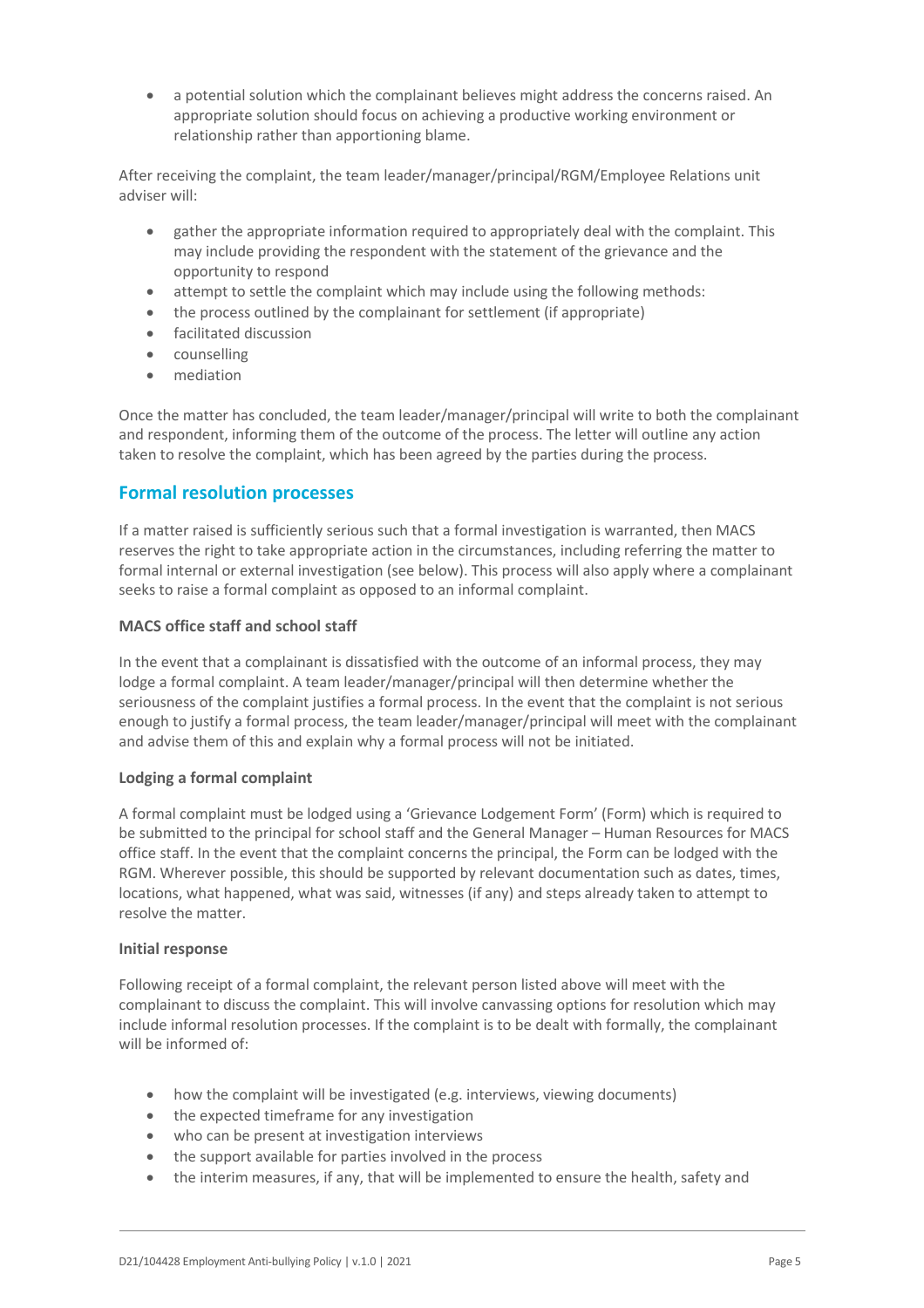- a potential solution which the complainant believes might address the concerns raised. An appropriate solution should focus on achieving a productive working environment or relationship rather than apportioning blame.

After receiving the complaint, the team leader/manager/principal/RGM/Employee Relations unit adviser will:

- gather the appropriate information required to appropriately deal with the complaint. This may include providing the respondent with the statement of the grievance and the opportunity to respond
- attempt to settle the complaint which may include using the following methods:
- the process outlined by the complainant for settlement (if appropriate)
- facilitated discussion
- counselling
- mediation

Once the matter has concluded, the team leader/manager/principal will write to both the complainant and respondent, informing them of the outcome of the process. The letter will outline any action taken to resolve the complaint, which has been agreed by the parties during the process.

## Formal resolution processes

If a matter raised is sufficiently serious such that a formal investigation is warranted, then MACS reserves the right to take appropriate action in the circumstances, including referring the matter to formal internal or external investigation (see below). This process will also apply where a complainant seeks to raise a formal complaint as opposed to an informal complaint.

**MACS office staff and school staff**

In the event that a complainant is dissatisfied with the outcome of an informal process, they may lodge a formal complaint. A team leader/manager/principal will then determine whether the seriousness of the complaint justifies a formal process. In the event that the complaint is not serious enough to justify a formal process, the team leader/manager/principal will meet with the complainant and advise them of this and explain why a formal process will not be initiated.

**Lodging a formal complaint**

A formal complaint must be lodged using a 'Grievance Lodgement Form' (Form) which is required to be submitted to the principal for school staff and the General Manager – Human Resources for MACS office staff. In the event that the complaint concerns the principal, the Form can be lodged with the RGM. Wherever possible, this should be supported by relevant documentation such as dates, times, locations, what happened, what was said, witnesses (if any) and steps already taken to attempt to resolve the matter.

**Initial response**

Following receipt of a formal complaint, the relevant person listed above will meet with the complainant to discuss the complaint. This will involve canvassing options for resolution which may include informal resolution processes. If the complaint is to be dealt with formally, the complainant will be informed of:

- how the complaint will be investigated (e.g. interviews, viewing documents)
- the expected timeframe for any investigation
- who can be present at investigation interviews
- the support available for parties involved in the process
- the interim measures, if any, that will be implemented to ensure the health, safety and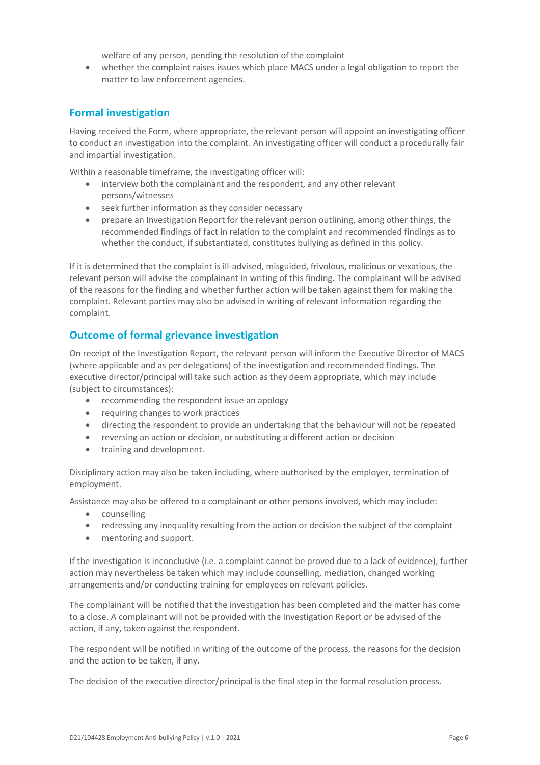welfare of any person, pending the resolution of the complaint

- whether the complaint raises issues which place MACS under a legal obligation to report the matter to law enforcement agencies.

## Formal investigation

Having received the Form, where appropriate, the relevant person will appoint an investigating officer to conduct an investigation into the complaint. An investigating officer will conduct a procedurally fair and impartial investigation.

Within a reasonable timeframe, the investigating officer will:

- interview both the complainant and the respondent, and any other relevant persons/witnesses
- seek further information as they consider necessary
- prepare an Investigation Report for the relevant person outlining, among other things, the recommended findings of fact in relation to the complaint and recommended findings as to whether the conduct, if substantiated, constitutes bullying as defined in this policy.

If it is determined that the complaint is ill-advised, misguided, frivolous, malicious or vexatious, the relevant person will advise the complainant in writing of this finding. The complainant will be advised of the reasons for the finding and whether further action will be taken against them for making the complaint. Relevant parties may also be advised in writing of relevant information regarding the complaint.

## Outcome of formal grievance investigation

On receipt of the Investigation Report, the relevant person will inform the Executive Director of MACS (where applicable and as per delegations) of the investigation and recommended findings. The executive director/principal will take such action as they deem appropriate, which may include (subject to circumstances):

- recommending the respondent issue an apology
- requiring changes to work practices
- directing the respondent to provide an undertaking that the behaviour will not be repeated
- reversing an action or decision, or substituting a different action or decision
- training and development.

Disciplinary action may also be taken including, where authorised by the employer, termination of employment.

Assistance may also be offered to a complainant or other persons involved, which may include:

- counselling
- redressing any inequality resulting from the action or decision the subject of the complaint
- mentoring and support.

If the investigation is inconclusive (i.e. a complaint cannot be proved due to a lack of evidence), further action may nevertheless be taken which may include counselling, mediation, changed working arrangements and/or conducting training for employees on relevant policies.

The complainant will be notified that the investigation has been completed and the matter has come to a close. A complainant will not be provided with the Investigation Report or be advised of the action, if any, taken against the respondent.

The respondent will be notified in writing of the outcome of the process, the reasons for the decision and the action to be taken, if any.

The decision of the executive director/principal is the final step in the formal resolution process.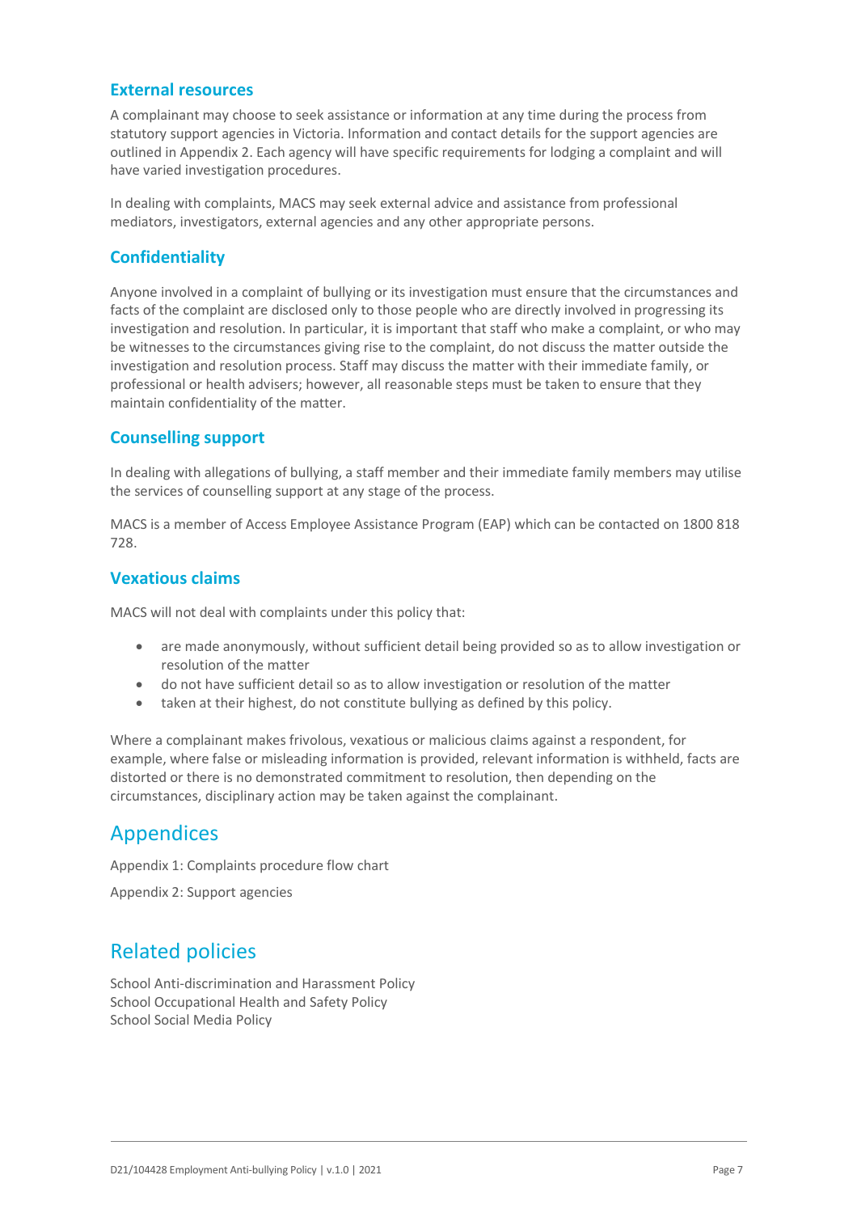### External resources

A complainant may choose to seek assistance or information at any time during the process from statutory support agencies in Victoria. Information and contact details for the support agencies are outlined in Appendix 2. Each agency will have specific requirements for lodging a complaint and will have varied investigation procedures.

In dealing with complaints, MACS may seek external advice and assistance from professional mediators, investigators, external agencies and any other appropriate persons.

### Confidentiality

Anyone involved in a complaint of bullying or its investigation must ensure that the circumstances and facts of the complaint are disclosed only to those people who are directly involved in progressing its investigation and resolution. In particular, it is important that staff who make a complaint, or who may be witnesses to the circumstances giving rise to the complaint, do not discuss the matter outside the investigation and resolution process. Staff may discuss the matter with their immediate family, or professional or health advisers; however, all reasonable steps must be taken to ensure that they maintain confidentiality of the matter.

### Counselling support

In dealing with allegations of bullying, a staff member and their immediate family members may utilise the services of counselling support at any stage of the process.

MACS is a member of Access Employee Assistance Program (EAP) which can be contacted on 1800 818 728.

### Vexatious claims

MACS will not deal with complaints under this policy that:

- are made anonymously, without sufficient detail being provided so as to allow investigation or resolution of the matter
- do not have sufficient detail so as to allow investigation or resolution of the matter
- taken at their highest, do not constitute bullying as defined by this policy.

Where a complainant makes frivolous, vexatious or malicious claims against a respondent, for example, where false or misleading information is provided, relevant information is withheld, facts are distorted or there is no demonstrated commitment to resolution, then depending on the circumstances, disciplinary action may be taken against the complainant.

## Appendices

Appendix 1: Complaints procedure flow chart

Appendix 2: Support agencies

## Related policies

School Anti-discrimination and Harassment Policy
School Occupational Health and Safety Policy
School Social Media Policy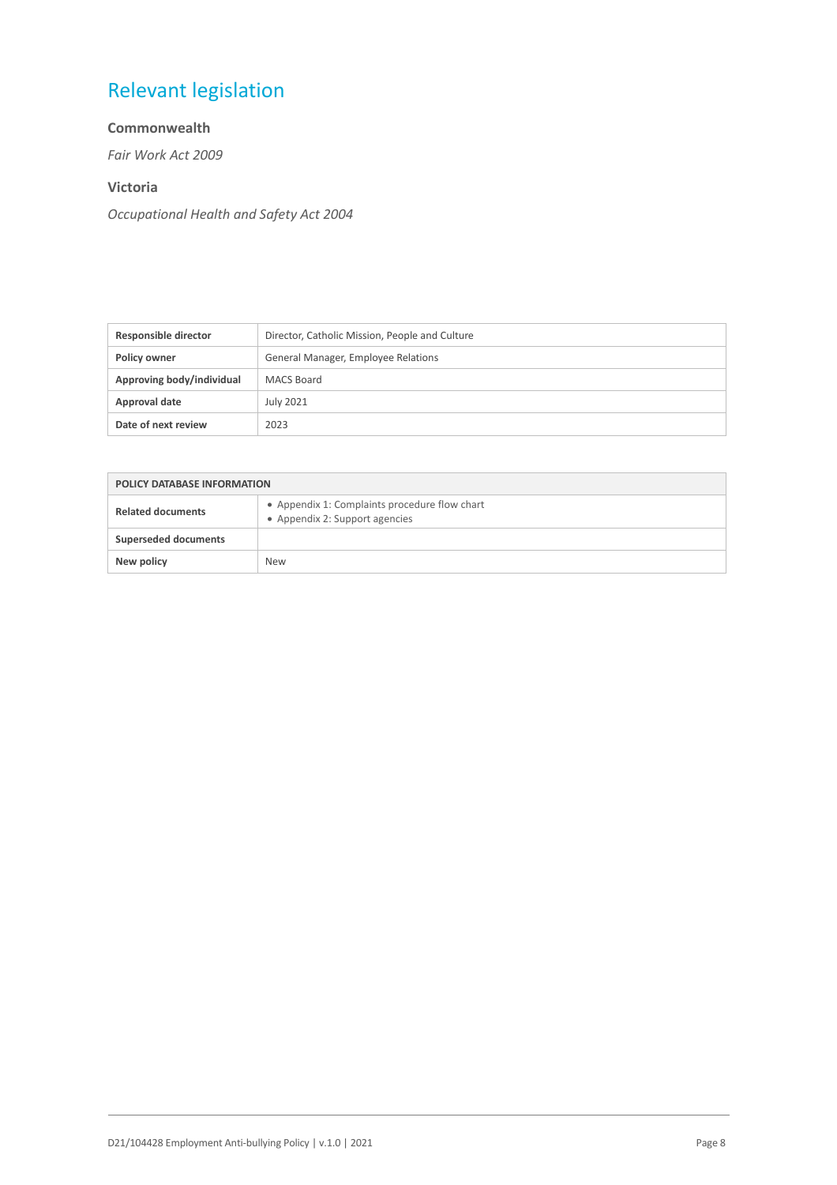## Relevant legislation

### Commonwealth

*Fair Work Act 2009*

### Victoria

*Occupational Health and Safety Act 2004*

| | |
|---|---|
| **Responsible director** | Director, Catholic Mission, People and Culture |
| **Policy owner** | General Manager, Employee Relations |
| **Approving body/individual** | MACS Board |
| **Approval date** | July 2021 |
| **Date of next review** | 2023 |

| **POLICY DATABASE INFORMATION** | |
|---|---|
| **Related documents** | • Appendix 1: Complaints procedure flow chart<br>• Appendix 2: Support agencies |
| **Superseded documents** | |
| **New policy** | New |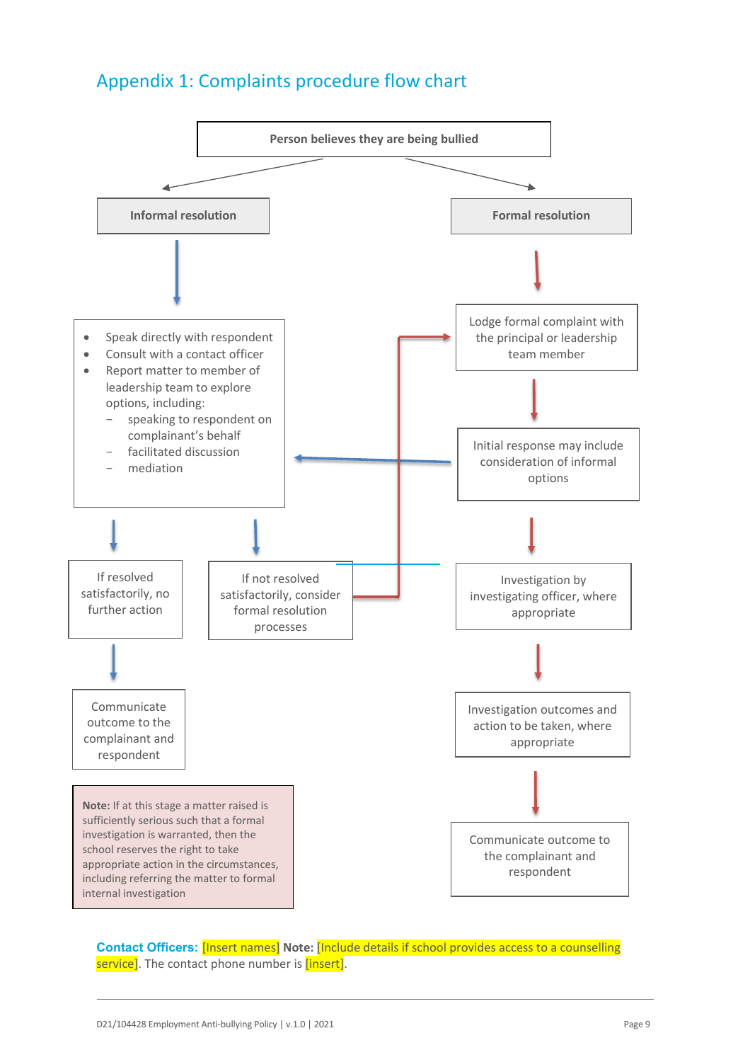## Appendix 1: Complaints procedure flow chart

**Person believes they are being bullied**

**Informal resolution**

- Speak directly with respondent
- Consult with a contact officer
- Report matter to member of leadership team to explore options, including:
  - speaking to respondent on complainant's behalf
  - facilitated discussion
  - mediation

If resolved satisfactorily, no further action

Communicate outcome to the complainant and respondent

If not resolved satisfactorily, consider formal resolution processes

**Note:** If at this stage a matter raised is sufficiently serious such that a formal investigation is warranted, then the school reserves the right to take appropriate action in the circumstances, including referring the matter to formal internal investigation

**Formal resolution**

Lodge formal complaint with the principal or leadership team member

Initial response may include consideration of informal options

Investigation by investigating officer, where appropriate

Investigation outcomes and action to be taken, where appropriate

Communicate outcome to the complainant and respondent

**Contact Officers:** [Insert names] **Note:** [Include details if school provides access to a counselling service]. The contact phone number is [insert].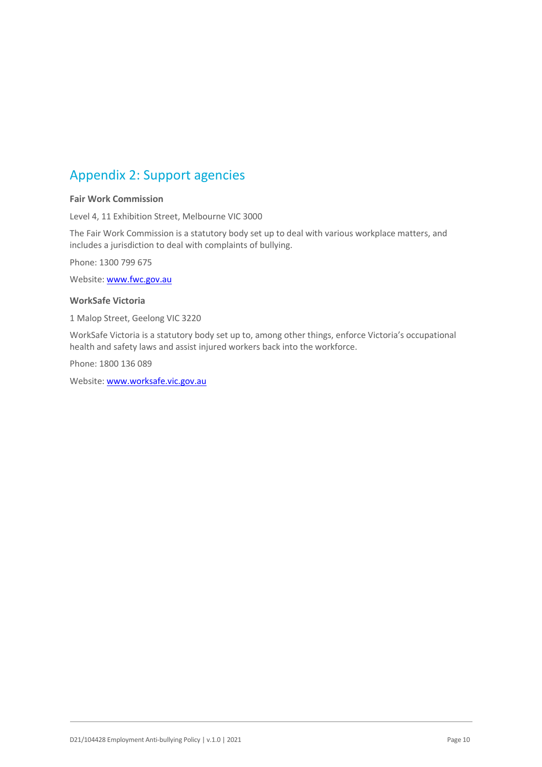# Appendix 2: Support agencies

**Fair Work Commission**

Level 4, 11 Exhibition Street, Melbourne VIC 3000

The Fair Work Commission is a statutory body set up to deal with various workplace matters, and includes a jurisdiction to deal with complaints of bullying.

Phone: 1300 799 675

Website: [www.fwc.gov.au](http://www.fwc.gov.au)

**WorkSafe Victoria**

1 Malop Street, Geelong VIC 3220

WorkSafe Victoria is a statutory body set up to, among other things, enforce Victoria's occupational health and safety laws and assist injured workers back into the workforce.

Phone: 1800 136 089

Website: [www.worksafe.vic.gov.au](http://www.worksafe.vic.gov.au)